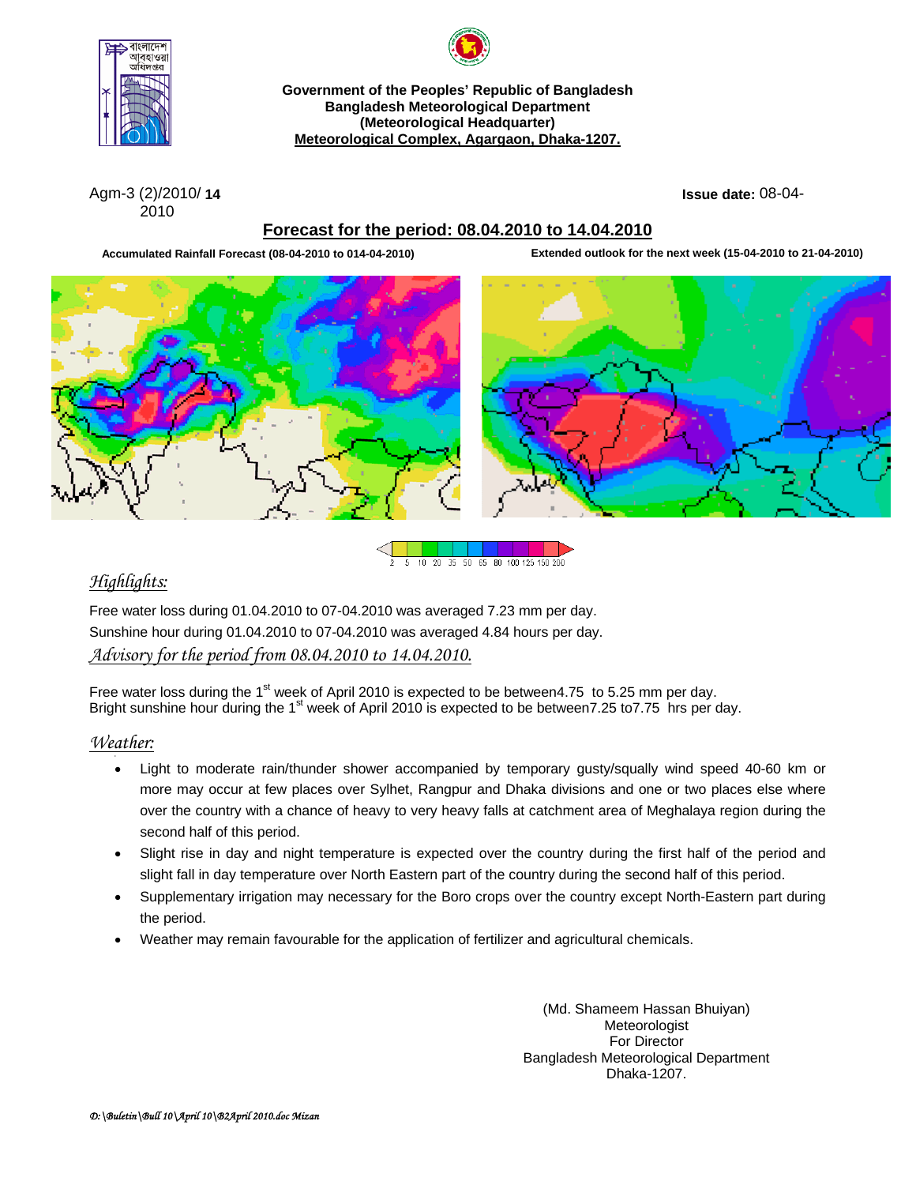Government of the Peoples' Republic of Bangladesh
Bangladesh Meteorological Department
(Meteorological Headquarter)
Meteorological Complex, Agargaon, Dhaka-1207.

Agm-3 (2)/2010/ **14**
2010

**Issue date:** 08-04-

## Forecast for the period: 08.04.2010 to 14.04.2010

**Accumulated Rainfall Forecast (08-04-2010 to 014-04-2010)**

**Extended outlook for the next week (15-04-2010 to 21-04-2010)**

2 5 10 20 35 50 65 80 100 125 150 200

### *Highlights:*

Free water loss during 01.04.2010 to 07-04.2010 was averaged 7.23 mm per day.

Sunshine hour during 01.04.2010 to 07-04.2010 was averaged 4.84 hours per day.

### *Advisory for the period from 08.04.2010 to 14.04.2010.*

Free water loss during the 1st week of April 2010 is expected to be between4.75 to 5.25 mm per day.
Bright sunshine hour during the 1st week of April 2010 is expected to be between7.25 to7.75 hrs per day.

### *Weather:*

- Light to moderate rain/thunder shower accompanied by temporary gusty/squally wind speed 40-60 km or more may occur at few places over Sylhet, Rangpur and Dhaka divisions and one or two places else where over the country with a chance of heavy to very heavy falls at catchment area of Meghalaya region during the second half of this period.
- Slight rise in day and night temperature is expected over the country during the first half of the period and slight fall in day temperature over North Eastern part of the country during the second half of this period.
- Supplementary irrigation may necessary for the Boro crops over the country except North-Eastern part during the period.
- Weather may remain favourable for the application of fertilizer and agricultural chemicals.

(Md. Shameem Hassan Bhuiyan)
Meteorologist
For Director
Bangladesh Meteorological Department
Dhaka-1207.

*D:\Buletin\Bull 10\April 10\B2April 2010.doc Mizan*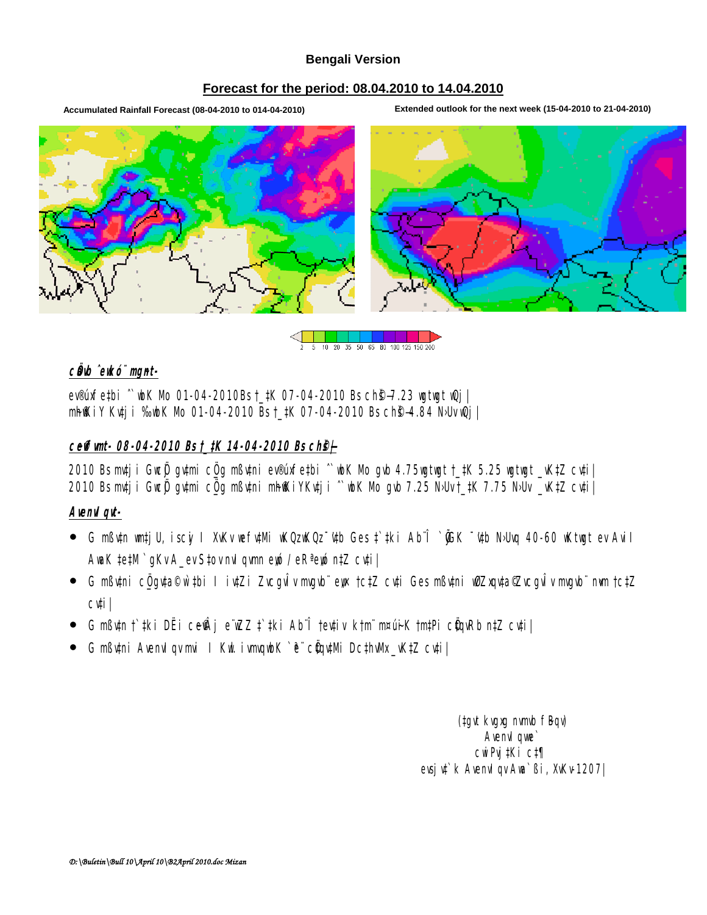**Bengali Version**

**Forecast for the period: 08.04.2010 to 14.04.2010**

**Accumulated Rainfall Forecast (08-04-2010 to 014-04-2010)** | **Extended outlook for the next week (15-04-2010 to 21-04-2010)**

2 5 10 20 35 50 65 80 100 125 150 200

***cÖÖb ^ewkó¨ mgnt-***

ev®úxf e‡bi ˆ`wbK Mo 01-04-2010 Bs †_‡K 07-04-2010 Bs ch©š—7.23 wgtwgt wQj|
mh©wKiY Kv‡ji ‰`wbK Mo 01-04-2010 Bs †_‡K 07-04-2010 Bs ch©š—4.84 N›Uv wQj|

***ceŸ©vfvmt- 08-04-2010 Bs †_‡K 14-04-2010 Bs ch©š—***

2010 Bs mv‡ji GwcÖ gv‡mi cÖ_g mßv‡ni ev®úxf e‡bi ˆ`wbK Mo gvb 4.75 wgtwgt †_‡K 5.25 wgtwgt _vK‡Z cv‡i|
2010 Bs mv‡ji GwcÖ gv‡mi cÖ_g mßv‡ni mh©wKiY Kv‡ji ˆ`wbK Mo gvb 7.25 N›Uv †_‡K 7.75 N›Uv _vK‡Z cv‡i|

***AvenvIqvt-***

- G mßv‡n wm‡jU, iscyi I XvKv wefv‡Mi wKQzwKQz ¯’v‡b Ges †`‡ki Ab¨Î `yGK ¯’v‡b N›Uvq 40-60 wKtwgt ev Avi I AwaK †e‡M `gKv A_evS‡ov nvIqvmn eó / eR ªeó n‡Z cv‡i|
- G mßv‡ni cÖ_gva©w ‡bi I iv‡Zi Zvcgvî v mvgvb¨ e„w× †c‡Z cv‡i Ges mßv‡ni wØZxqva©©Zvcgvî v mvgvb¨ nªvm †c‡Z cv‡i|
- G mßv‡n †`‡ki DËi cwð‡j e¨wZZ ‡`‡ki Ab¨Î †ev‡iv k‡m¨ m¤úiK †m‡Pi cÖ‡qvRb n‡Z cv‡i|
- G mßv‡ni AvenvIqv mvwi I Kwl. ivmvqwbK `ª‡e¨ cÖ‡qv‡Mi Dc‡hvMx _vK‡Z cv‡i|

(‡gvt kvgxg nvmvb fBqv)
AvenvIqvwe`
cwiPvjK‡Ki c‡¶
evsjv‡`k AvenvIqv Awa`ßi, XvKv-1207|

*D:\Buletin\Bull 10\April 10\B2April 2010.doc Mizan*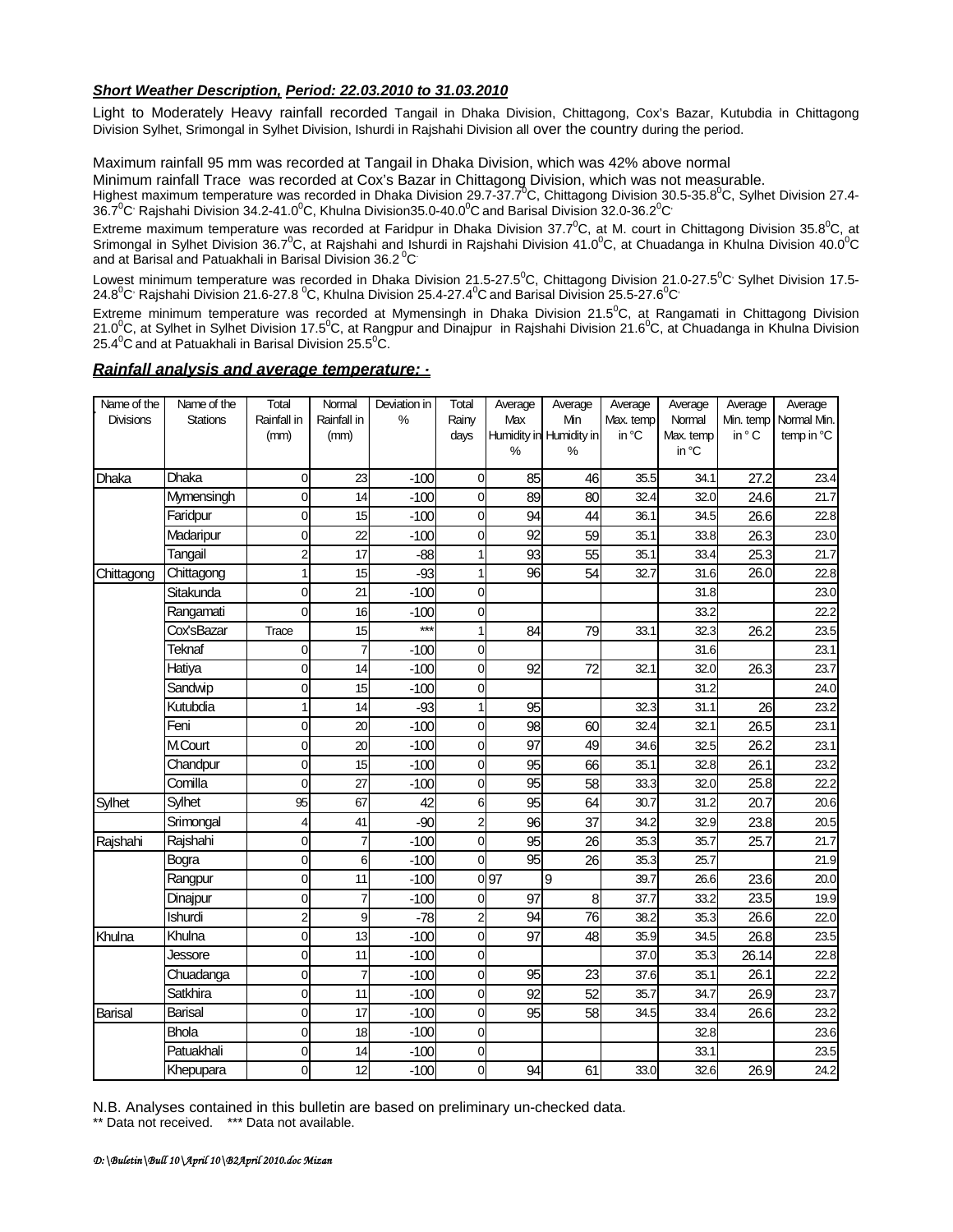***Short Weather Description, Period: 22.03.2010 to 31.03.2010***

Light to Moderately Heavy rainfall recorded Tangail in Dhaka Division, Chittagong, Cox's Bazar, Kutubdia in Chittagong Division Sylhet, Srimongal in Sylhet Division, Ishurdi in Rajshahi Division all over the country during the period.

Maximum rainfall 95 mm was recorded at Tangail in Dhaka Division, which was 42% above normal
Minimum rainfall Trace was recorded at Cox's Bazar in Chittagong Division, which was not measurable.
Highest maximum temperature was recorded in Dhaka Division 29.7-37.7$^0$C, Chittagong Division 30.5-35.8$^0$C, Sylhet Division 27.4-36.7$^0$C, Rajshahi Division 34.2-41.0$^0$C, Khulna Division35.0-40.0$^0$C and Barisal Division 32.0-36.2$^0$C.

Extreme maximum temperature was recorded at Faridpur in Dhaka Division 37.7$^0$C, at M. court in Chittagong Division 35.8$^0$C, at Srimongal in Sylhet Division 36.7$^0$C, at Rajshahi and Ishurdi in Rajshahi Division 41.0$^0$C, at Chuadanga in Khulna Division 40.0$^0$C and at Barisal and Patuakhali in Barisal Division 36.2 $^0$C.

Lowest minimum temperature was recorded in Dhaka Division 21.5-27.5$^0$C, Chittagong Division 21.0-27.5$^0$C, Sylhet Division 17.5-24.8$^0$C, Rajshahi Division 21.6-27.8 $^0$C, Khulna Division 25.4-27.4$^0$C and Barisal Division 25.5-27.6$^0$C.

Extreme minimum temperature was recorded at Mymensingh in Dhaka Division 21.5$^0$C, at Rangamati in Chittagong Division 21.0$^0$C, at Sylhet in Sylhet Division 17.5$^0$C, at Rangpur and Dinajpur in Rajshahi Division 21.6$^0$C, at Chuadanga in Khulna Division 25.4$^0$C and at Patuakhali in Barisal Division 25.5$^0$C.

***Rainfall analysis and average temperature: -***

| Name of the Divisions | Name of the Stations | Total Rainfall in (mm) | Normal Rainfall in (mm) | Deviation in % | Total Rainy days | Average Max Humidity in % | Average Min Humidity in % | Average Max. temp in °C | Average Normal Max. temp in °C | Average Min. temp in ° C | Average Normal Min. temp in °C |
|---|---|---|---|---|---|---|---|---|---|---|---|
| Dhaka | Dhaka | 0 | 23 | -100 | 0 | 85 | 46 | 35.5 | 34.1 | 27.2 | 23.4 |
| | Mymensingh | 0 | 14 | -100 | 0 | 89 | 80 | 32.4 | 32.0 | 24.6 | 21.7 |
| | Faridpur | 0 | 15 | -100 | 0 | 94 | 44 | 36.1 | 34.5 | 26.6 | 22.8 |
| | Madaripur | 0 | 22 | -100 | 0 | 92 | 59 | 35.1 | 33.8 | 26.3 | 23.0 |
| | Tangail | 2 | 17 | -88 | 1 | 93 | 55 | 35.1 | 33.4 | 25.3 | 21.7 |
| Chittagong | Chittagong | 1 | 15 | -93 | 1 | 96 | 54 | 32.7 | 31.6 | 26.0 | 22.8 |
| | Sitakunda | 0 | 21 | -100 | 0 | | | | 31.8 | | 23.0 |
| | Rangamati | 0 | 16 | -100 | 0 | | | | 33.2 | | 22.2 |
| | Cox'sBazar | Trace | 15 | *** | 1 | 84 | 79 | 33.1 | 32.3 | 26.2 | 23.5 |
| | Teknaf | 0 | 7 | -100 | 0 | | | | 31.6 | | 23.1 |
| | Hatiya | 0 | 14 | -100 | 0 | 92 | 72 | 32.1 | 32.0 | 26.3 | 23.7 |
| | Sandwip | 0 | 15 | -100 | 0 | | | | 31.2 | | 24.0 |
| | Kutubdia | 1 | 14 | -93 | 1 | 95 | | 32.3 | 31.1 | 26 | 23.2 |
| | Feni | 0 | 20 | -100 | 0 | 98 | 60 | 32.4 | 32.1 | 26.5 | 23.1 |
| | M.Court | 0 | 20 | -100 | 0 | 97 | 49 | 34.6 | 32.5 | 26.2 | 23.1 |
| | Chandpur | 0 | 15 | -100 | 0 | 95 | 66 | 35.1 | 32.8 | 26.1 | 23.2 |
| | Comilla | 0 | 27 | -100 | 0 | 95 | 58 | 33.3 | 32.0 | 25.8 | 22.2 |
| Sylhet | Sylhet | 95 | 67 | 42 | 6 | 95 | 64 | 30.7 | 31.2 | 20.7 | 20.6 |
| | Srimongal | 4 | 41 | -90 | 2 | 96 | 37 | 34.2 | 32.9 | 23.8 | 20.5 |
| Rajshahi | Rajshahi | 0 | 7 | -100 | 0 | 95 | 26 | 35.3 | 35.7 | 25.7 | 21.7 |
| | Bogra | 0 | 6 | -100 | 0 | 95 | 26 | 35.3 | 25.7 | | 21.9 |
| | Rangpur | 0 | 11 | -100 | 0 | 97 | 9 | 39.7 | 26.6 | 23.6 | 20.0 |
| | Dinajpur | 0 | 7 | -100 | 0 | 97 | 8 | 37.7 | 33.2 | 23.5 | 19.9 |
| | Ishurdi | 2 | 9 | -78 | 2 | 94 | 76 | 38.2 | 35.3 | 26.6 | 22.0 |
| Khulna | Khulna | 0 | 13 | -100 | 0 | 97 | 48 | 35.9 | 34.5 | 26.8 | 23.5 |
| | Jessore | 0 | 11 | -100 | 0 | | | 37.0 | 35.3 | 26.14 | 22.8 |
| | Chuadanga | 0 | 7 | -100 | 0 | 95 | 23 | 37.6 | 35.1 | 26.1 | 22.2 |
| | Satkhira | 0 | 11 | -100 | 0 | 92 | 52 | 35.7 | 34.7 | 26.9 | 23.7 |
| Barisal | Barisal | 0 | 17 | -100 | 0 | 95 | 58 | 34.5 | 33.4 | 26.6 | 23.2 |
| | Bhola | 0 | 18 | -100 | 0 | | | | 32.8 | | 23.6 |
| | Patuakhali | 0 | 14 | -100 | 0 | | | | 33.1 | | 23.5 |
| | Khepupara | 0 | 12 | -100 | 0 | 94 | 61 | 33.0 | 32.6 | 26.9 | 24.2 |

N.B. Analyses contained in this bulletin are based on preliminary un-checked data.
** Data not received. *** Data not available.

*D:\Buletin\Bull 10\April 10\B2April 2010.doc Mizan*